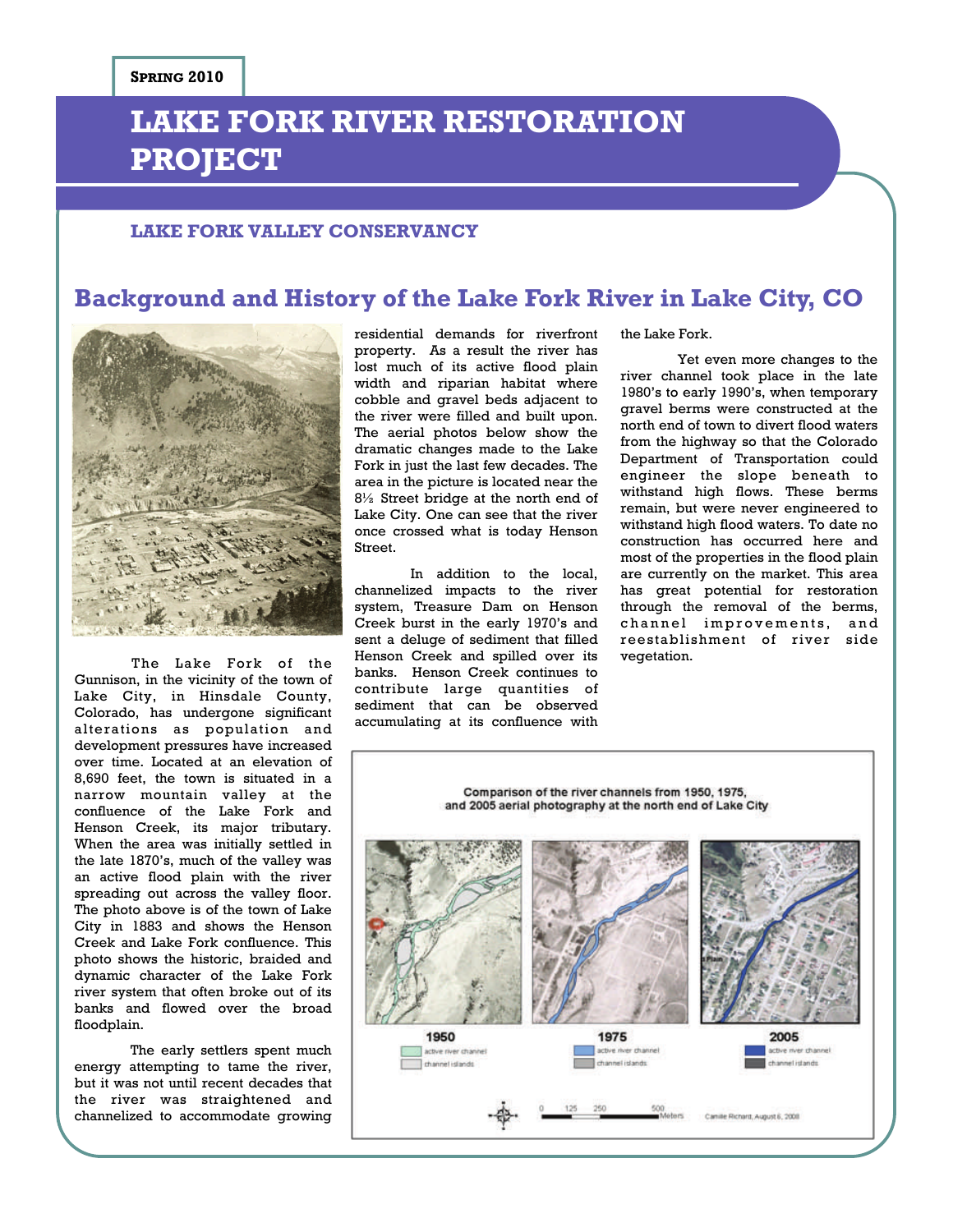SPRING 2010

# LAKE FORK RIVER RESTORATION PROJECT

### LAKE FORK VALLEY CONSERVANCY

## Background and History of the Lake Fork River in Lake City, CO

The Lake Fork of the Gunnison, in the vicinity of the town of Lake City, in Hinsdale County, Colorado, has undergone significant alterations as population and development pressures have increased over time. Located at an elevation of 8,690 feet, the town is situated in a narrow mountain valley at the confluence of the Lake Fork and Henson Creek, its major tributary. When the area was initially settled in the late 1870's, much of the valley was an active flood plain with the river spreading out across the valley floor. The photo above is of the town of Lake City in 1883 and shows the Henson Creek and Lake Fork confluence. This photo shows the historic, braided and dynamic character of the Lake Fork river system that often broke out of its banks and flowed over the broad floodplain.

The early settlers spent much energy attempting to tame the river, but it was not until recent decades that the river was straightened and channelized to accommodate growing residential demands for riverfront property. As a result the river has lost much of its active flood plain width and riparian habitat where cobble and gravel beds adjacent to the river were filled and built upon. The aerial photos below show the dramatic changes made to the Lake Fork in just the last few decades. The area in the picture is located near the 8½ Street bridge at the north end of Lake City. One can see that the river once crossed what is today Henson Street.

In addition to the local, channelized impacts to the river system, Treasure Dam on Henson Creek burst in the early 1970's and sent a deluge of sediment that filled Henson Creek and spilled over its banks. Henson Creek continues to contribute large quantities of sediment that can be observed accumulating at its confluence with the Lake Fork.

Yet even more changes to the river channel took place in the late 1980's to early 1990's, when temporary gravel berms were constructed at the north end of town to divert flood waters from the highway so that the Colorado Department of Transportation could engineer the slope beneath to withstand high flows. These berms remain, but were never engineered to withstand high flood waters. To date no construction has occurred here and most of the properties in the flood plain are currently on the market. This area has great potential for restoration through the removal of the berms, channel improvements, and reestablishment of river side vegetation.

Comparison of the river channels from 1950, 1975, and 2005 aerial photography at the north end of Lake City

1950 — active river channel; channel islands
1975 — active river channel; channel islands
2005 — active river channel; channel islands

0 125 250 500 Meters

Camille Richard, August 6, 2008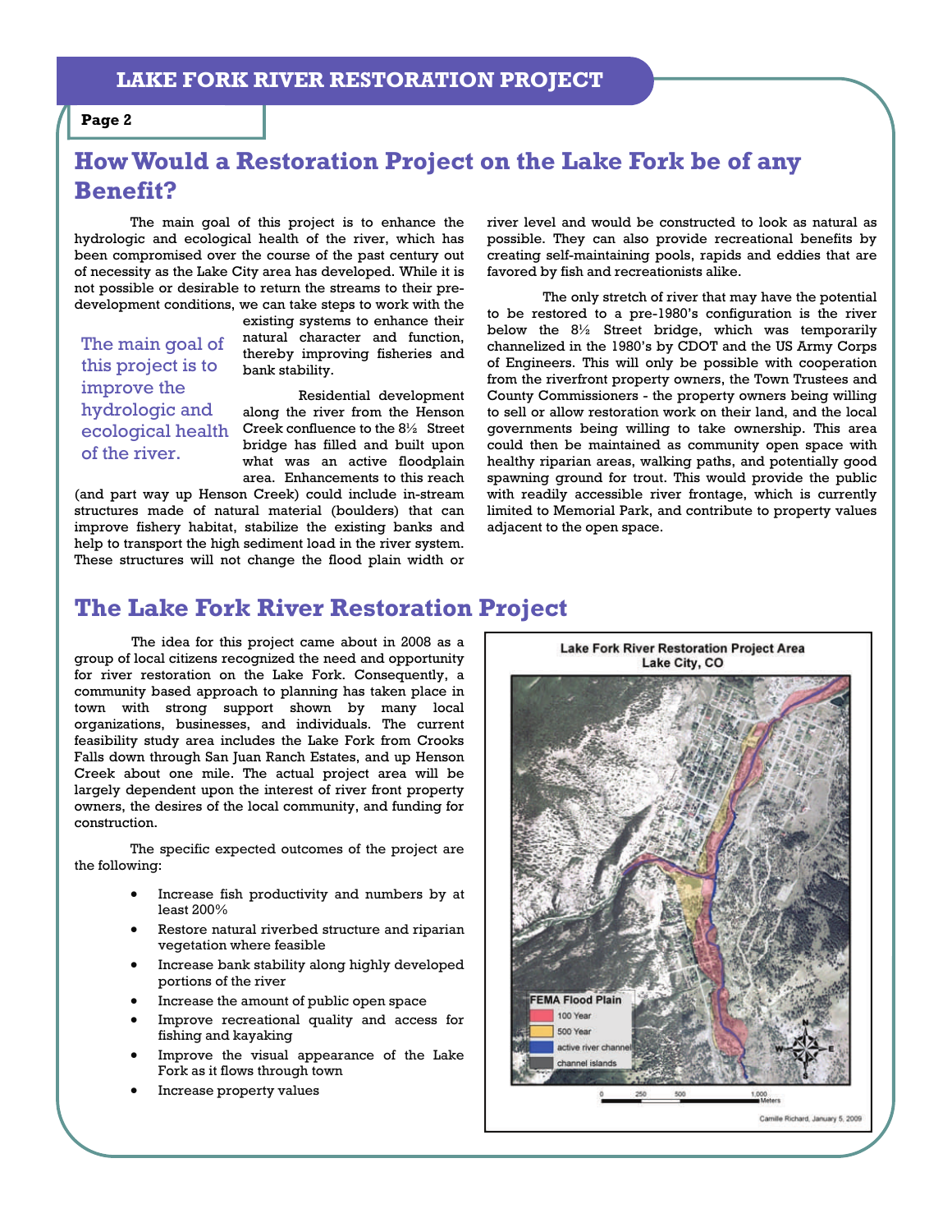## How Would a Restoration Project on the Lake Fork be of any Benefit?

The main goal of this project is to enhance the hydrologic and ecological health of the river, which has been compromised over the course of the past century out of necessity as the Lake City area has developed. While it is not possible or desirable to return the streams to their pre-development conditions, we can take steps to work with the existing systems to enhance their natural character and function, thereby improving fisheries and bank stability.

> The main goal of this project is to improve the hydrologic and ecological health of the river.

Residential development along the river from the Henson Creek confluence to the 8½ Street bridge has filled and built upon what was active floodplain area. Enhancements to this reach (and part way up Henson Creek) could include in-stream structures made of natural material (boulders) that can improve fishery habitat, stabilize the existing banks and help to transport the high sediment load in the river system. These structures will not change the flood plain width or river level and would be constructed to look as natural as possible. They can also provide recreational benefits by creating self-maintaining pools, rapids and eddies that are favored by fish and recreationists alike.

The only stretch of river that may have the potential to be restored to a pre-1980's configuration is the river below the 8½ Street bridge, which was temporarily channelized in the 1980's by CDOT and the US Army Corps of Engineers. This will only be possible with cooperation from the riverfront property owners, the Town Trustees and County Commissioners - the property owners being willing to sell or allow restoration work on their land, and the local governments being willing to take ownership. This area could then be maintained as community open space with healthy riparian areas, walking paths, and potentially good spawning ground for trout. This would provide the public with readily accessible river frontage, which is currently limited to Memorial Park, and contribute to property values adjacent to the open space.

## The Lake Fork River Restoration Project

The idea for this project came about in 2008 as a group of local citizens recognized the need and opportunity for river restoration on the Lake Fork. Consequently, a community based approach to planning has taken place in town with strong support shown by many local organizations, businesses, and individuals. The current feasibility study area includes the Lake Fork from Crooks Falls down through San Juan Ranch Estates, and up Henson Creek about one mile. The actual project area will be largely dependent upon the interest of river front property owners, the desires of the local community, and funding for construction.

The specific expected outcomes of the project are the following:

- Increase fish productivity and numbers by at least 200%
- Restore natural riverbed structure and riparian vegetation where feasible
- Increase bank stability along highly developed portions of the river
- Increase the amount of public open space
- Improve recreational quality and access for fishing and kayaking
- Improve the visual appearance of the Lake Fork as it flows through town
- Increase property values

**Lake Fork River Restoration Project Area**
**Lake City, CO**

FEMA Flood Plain: 100 Year; 500 Year; active river channel; channel islands

0 250 500 1,000 Meters

Camille Richard, January 5, 2009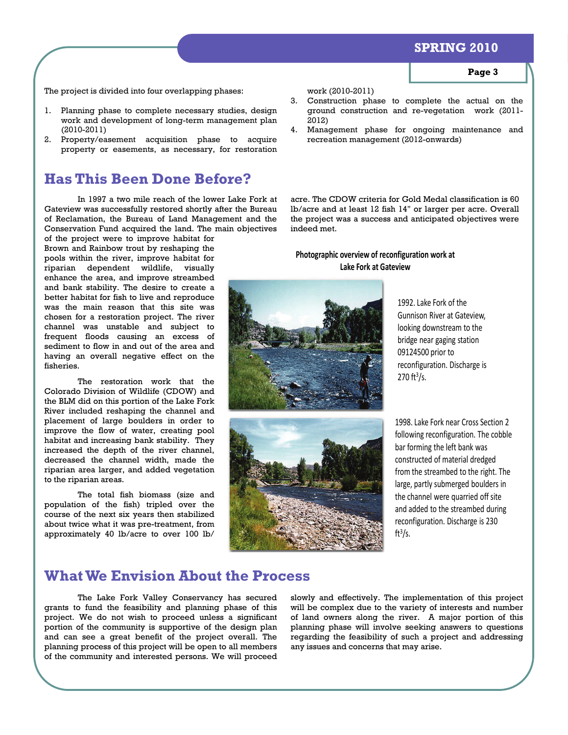The project is divided into four overlapping phases:

1. Planning phase to complete necessary studies, design work and development of long-term management plan (2010-2011)
2. Property/easement acquisition phase to acquire property or easements, as necessary, for restoration work (2010-2011)
3. Construction phase to complete the actual on the ground construction and re-vegetation work (2011-2012)
4. Management phase for ongoing maintenance and recreation management (2012-onwards)

## Has This Been Done Before?

In 1997 a two mile reach of the lower Lake Fork at Gateview was successfully restored shortly after the Bureau of Reclamation, the Bureau of Land Management and the Conservation Fund acquired the land. The main objectives of the project were to improve habitat for Brown and Rainbow trout by reshaping the pools within the river, improve habitat for riparian dependent wildlife, visually enhance the area, and improve streambed and bank stability. The desire to create a better habitat for fish to live and reproduce was the main reason that this site was chosen for a restoration project. The river channel was unstable and subject to frequent floods causing an excess of sediment to flow in and out of the area and having an overall negative effect on the fisheries.

The restoration work that the Colorado Division of Wildlife (CDOW) and the BLM did on this portion of the Lake Fork River included reshaping the channel and placement of large boulders in order to improve the flow of water, creating pool habitat and increasing bank stability. They increased the depth of the river channel, decreased the channel width, made the riparian area larger, and added vegetation to the riparian areas.

The total fish biomass (size and population of the fish) tripled over the course of the next six years then stabilized about twice what it was pre-treatment, from approximately 40 lb/acre to over 100 lb/acre. The CDOW criteria for Gold Medal classification is 60 lb/acre and at least 12 fish 14" or larger per acre. Overall the project was a success and anticipated objectives were indeed met.

**Photographic overview of reconfiguration work at Lake Fork at Gateview**

1992. Lake Fork of the Gunnison River at Gateview, looking downstream to the bridge near gaging station 09124500 prior to reconfiguration. Discharge is 270 $ft^3/s$.

1998. Lake Fork near Cross Section 2 following reconfiguration. The cobble bar forming the left bank was constructed of material dredged from the streambed to the right. The large, partly submerged boulders in the channel were quarried off site and added to the streambed during reconfiguration. Discharge is 230 $ft^3/s$.

## What We Envision About the Process

The Lake Fork Valley Conservancy has secured grants to fund the feasibility and planning phase of this project. We do not wish to proceed unless a significant portion of the community is supportive of the design plan and can see a great benefit of the project overall. The planning process of this project will be open to all members of the community and interested persons. We will proceed slowly and effectively. The implementation of this project will be complex due to the variety of interests and number of land owners along the river. A major portion of this planning phase will involve seeking answers to questions regarding the feasibility of such a project and addressing any issues and concerns that may arise.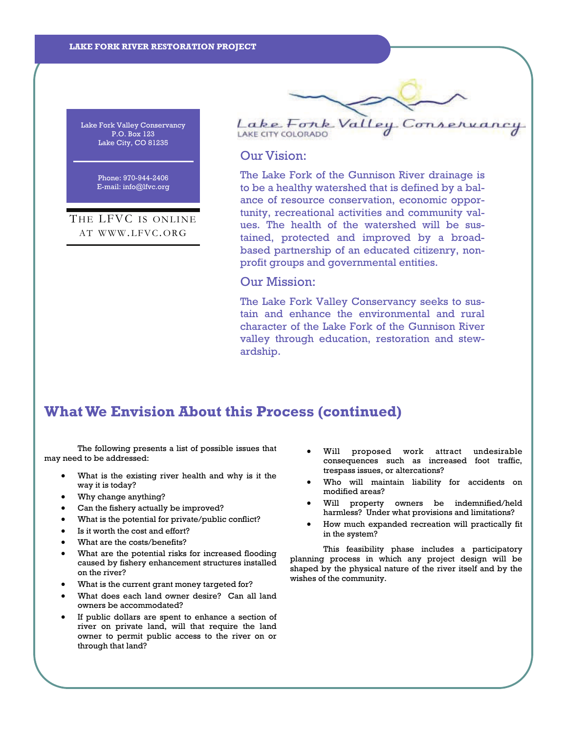Lake Fork Valley Conservancy
P.O. Box 123
Lake City, CO 81235

Phone: 970-944-2406
E-mail: info@lfvc.org

THE LFVC IS ONLINE AT WWW.LFVC.ORG

Lake Fork Valley Conservancy
LAKE CITY COLORADO

## Our Vision:

The Lake Fork of the Gunnison River drainage is to be a healthy watershed that is defined by a balance of resource conservation, economic opportunity, recreational activities and community values. The health of the watershed will be sustained, protected and improved by a broad-based partnership of an educated citizenry, non-profit groups and governmental entities.

## Our Mission:

The Lake Fork Valley Conservancy seeks to sustain and enhance the environmental and rural character of the Lake Fork of the Gunnison River valley through education, restoration and stewardship.

## What We Envision About this Process (continued)

The following presents a list of possible issues that may need to be addressed:

- What is the existing river health and why is it the way it is today?
- Why change anything?
- Can the fishery actually be improved?
- What is the potential for private/public conflict?
- Is it worth the cost and effort?
- What are the costs/benefits?
- What are the potential risks for increased flooding caused by fishery enhancement structures installed on the river?
- What is the current grant money targeted for?
- What does each land owner desire? Can all land owners be accommodated?
- If public dollars are spent to enhance a section of river on private land, will that require the land owner to permit public access to the river on or through that land?
- Will proposed work attract undesirable consequences such as increased foot traffic, trespass issues, or altercations?
- Who will maintain liability for accidents on modified areas?
- Will property owners be indemnified/held harmless? Under what provisions and limitations?
- How much expanded recreation will practically fit in the system?

This feasibility phase includes a participatory planning process in which any project design will be shaped by the physical nature of the river itself and by the wishes of the community.